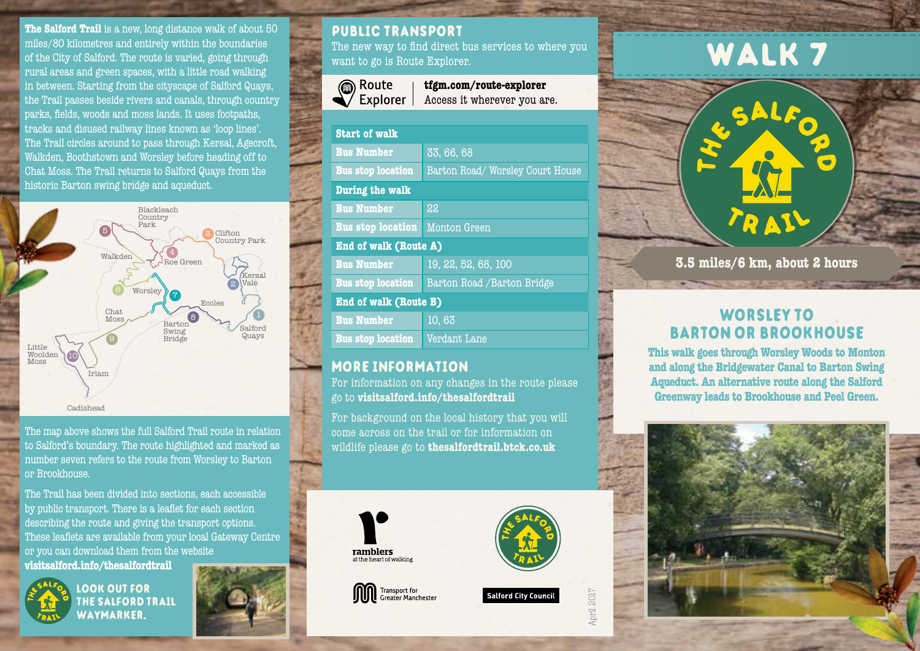**The Salford Trail** is a new, long distance walk of about 50 miles/80 kilometres and entirely within the boundaries of the City of Salford. The route is varied, going through rural areas and green spaces, with a little road walking in between. Starting from the cityscape of Salford Quays, the Trail passes beside rivers and canals, through country parks, fields, woods and moss lands. It uses footpaths, tracks and disused railway lines known as 'loop lines'. The Trail circles around to pass through Kersal, Agecroft, Walkden, Boothstown and Worsley before heading off to Chat Moss. The Trail returns to Salford Quays from the historic Barton swing bridge and aqueduct.

The map above shows the full Salford Trail route in relation to Salford's boundary. The route highlighted and marked as number seven refers to the route from Worsley to Barton or Brookhouse.

The Trail has been divided into sections, each accessible by public transport. There is a leaflet for each section describing the route and giving the transport options. These leaflets are available from your local Gateway Centre or you can download them from the website **visitsalford.info/thesalfordtrail**

**LOOK OUT FOR THE SALFORD TRAIL WAYMARKER.**

## PUBLIC TRANSPORT

The new way to find direct bus services to where you want to go is Route Explorer.

Route Explorer | **tfgm.com/route-explorer** Access it wherever you are.

| Start of walk | |
|---|---|
| Bus Number | 33, 66, 68 |
| Bus stop location | Barton Road/ Worsley Court House |
| **During the walk** | |
| Bus Number | 22 |
| Bus stop location | Monton Green |
| **End of walk (Route A)** | |
| Bus Number | 19, 22, 52, 68, 100 |
| Bus stop location | Barton Road /Barton Bridge |
| **End of walk (Route B)** | |
| Bus Number | 10, 63 |
| Bus stop location | Verdant Lane |

## MORE INFORMATION

For information on any changes in the route please go to **visitsalford.info/thesalfordtrail**

For background on the local history that you will come across on the trail or for information on wildlife please go to **thesalfordtrail.btck.co.uk**

ramblers at the heart of walking

Transport for Greater Manchester

Salford City Council

April 2017

# WALK 7

THE SALFORD TRAIL

**3.5 miles/6 km, about 2 hours**

## WORSLEY TO BARTON OR BROOKHOUSE

**This walk goes through Worsley Woods to Monton and along the Bridgewater Canal to Barton Swing Aqueduct. An alternative route along the Salford Greenway leads to Brookhouse and Peel Green.**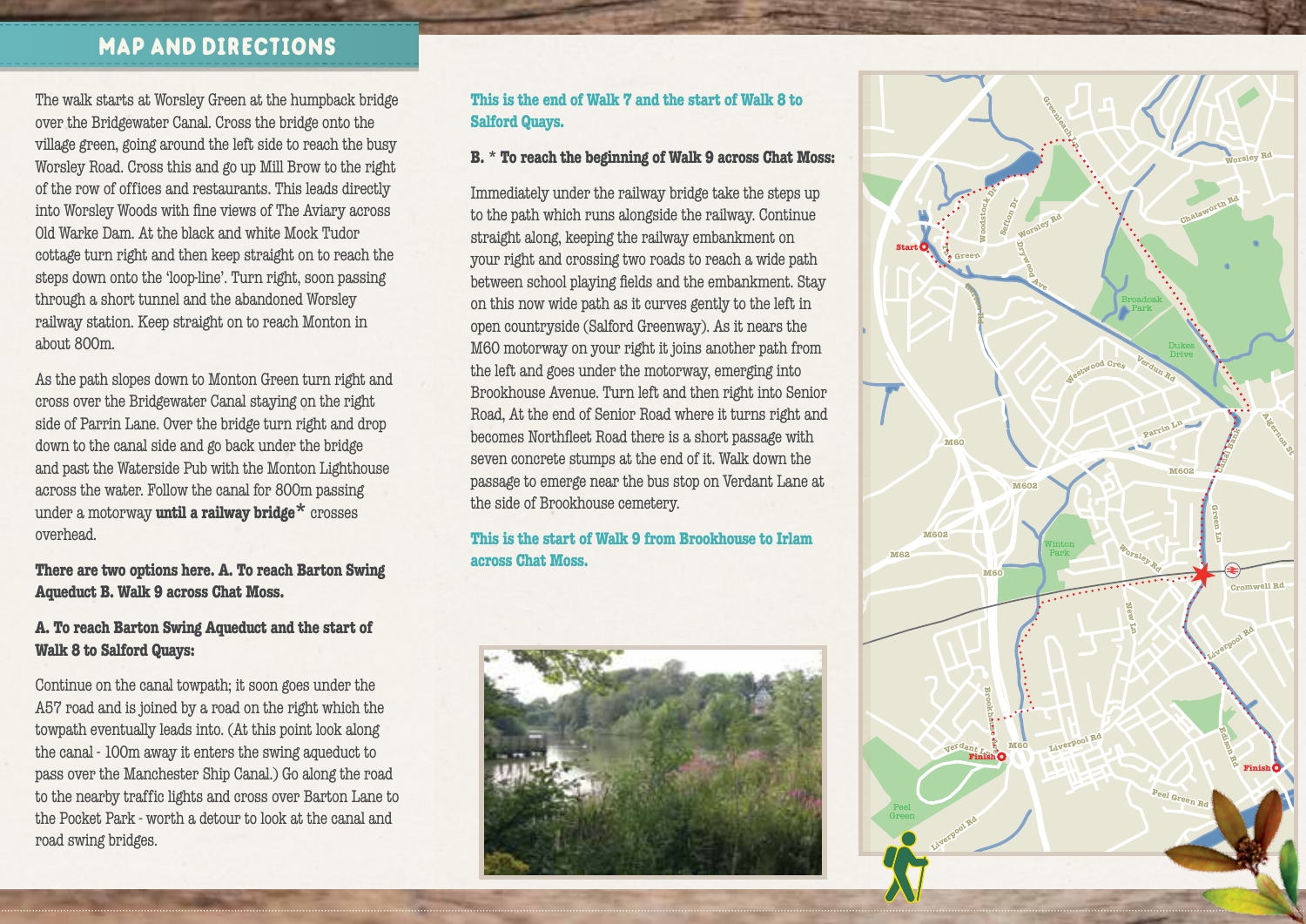## MAP AND DIRECTIONS

The walk starts at Worsley Green at the humpback bridge over the Bridgewater Canal. Cross the bridge onto the village green, going around the left side to reach the busy Worsley Road. Cross this and go up Mill Brow to the right of the row of offices and restaurants. This leads directly into Worsley Woods with fine views of The Aviary across Old Warke Dam. At the black and white Mock Tudor cottage turn right and then keep straight on to reach the steps down onto the 'loop-line'. Turn right, soon passing through a short tunnel and the abandoned Worsley railway station. Keep straight on to reach Monton in about 800m.

As the path slopes down to Monton Green turn right and cross over the Bridgewater Canal staying on the right side of Parrin Lane. Over the bridge turn right and drop down to the canal side and go back under the bridge and past the Waterside Pub with the Monton Lighthouse across the water. Follow the canal for 800m passing under a motorway **until a railway bridge*** crosses overhead.

**There are two options here. A. To reach Barton Swing Aqueduct B. Walk 9 across Chat Moss.**

**A. To reach Barton Swing Aqueduct and the start of Walk 8 to Salford Quays:**

Continue on the canal towpath; it soon goes under the A57 road and is joined by a road on the right which the towpath eventually leads into. (At this point look along the canal - 100m away it enters the swing aqueduct to pass over the Manchester Ship Canal.) Go along the road to the nearby traffic lights and cross over Barton Lane to the Pocket Park - worth a detour to look at the canal and road swing bridges.

**This is the end of Walk 7 and the start of Walk 8 to Salford Quays.**

**B. * To reach the beginning of Walk 9 across Chat Moss:**

Immediately under the railway bridge take the steps up to the path which runs alongside the railway. Continue straight along, keeping the railway embankment on your right and crossing two roads to reach a wide path between school playing fields and the embankment. Stay on this now wide path as it curves gently to the left in open countryside (Salford Greenway). As it nears the M60 motorway on your right it joins another path from the left and goes under the motorway, emerging into Brookhouse Avenue. Turn left and then right into Senior Road, At the end of Senior Road where it turns right and becomes Northfleet Road there is a short passage with seven concrete stumps at the end of it. Walk down the passage to emerge near the bus stop on Verdant Lane at the side of Brookhouse cemetery.

**This is the start of Walk 9 from Brookhouse to Irlam across Chat Moss.**